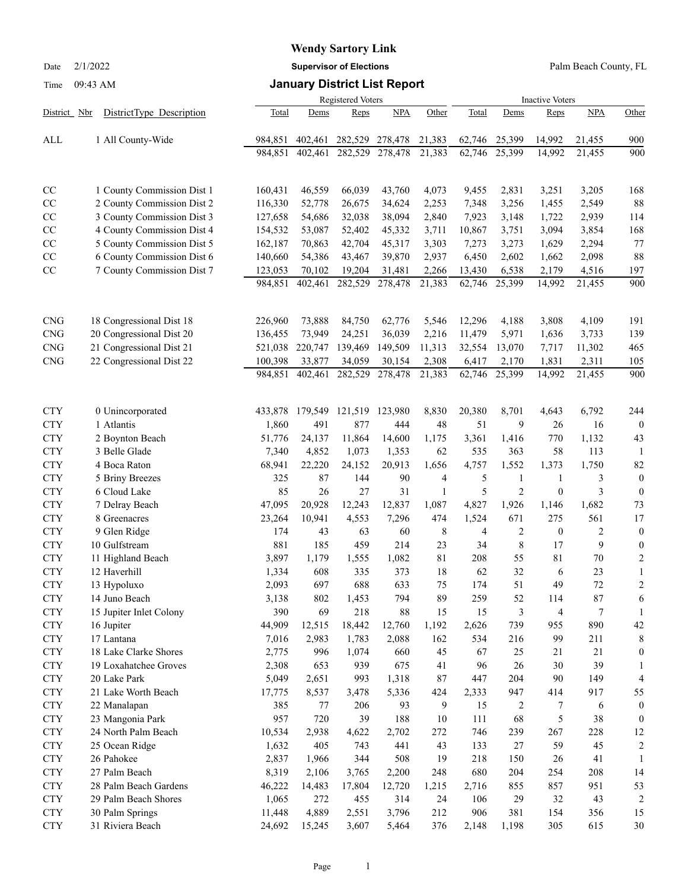# Wendy Sartory Link

Date 2/1/2022 **Supervisor of Elections** Palm Beach County, FL

Time 09:43 AM **January District List Report**

| District | Nbr | DistrictType Description | Registered Voters Total | Dems | Reps | NPA | Other | Inactive Voters Total | Dems | Reps | NPA | Other |
|---|---|---|---|---|---|---|---|---|---|---|---|---|
| ALL | 1 | All County-Wide | 984,851 | 402,461 | 282,529 | 278,478 | 21,383 | 62,746 | 25,399 | 14,992 | 21,455 | 900 |
| | | | 984,851 | 402,461 | 282,529 | 278,478 | 21,383 | 62,746 | 25,399 | 14,992 | 21,455 | 900 |
| CC | 1 | County Commission Dist 1 | 160,431 | 46,559 | 66,039 | 43,760 | 4,073 | 9,455 | 2,831 | 3,251 | 3,205 | 168 |
| CC | 2 | County Commission Dist 2 | 116,330 | 52,778 | 26,675 | 34,624 | 2,253 | 7,348 | 3,256 | 1,455 | 2,549 | 88 |
| CC | 3 | County Commission Dist 3 | 127,658 | 54,686 | 32,038 | 38,094 | 2,840 | 7,923 | 3,148 | 1,722 | 2,939 | 114 |
| CC | 4 | County Commission Dist 4 | 154,532 | 53,087 | 52,402 | 45,332 | 3,711 | 10,867 | 3,751 | 3,094 | 3,854 | 168 |
| CC | 5 | County Commission Dist 5 | 162,187 | 70,863 | 42,704 | 45,317 | 3,303 | 7,273 | 3,273 | 1,629 | 2,294 | 77 |
| CC | 6 | County Commission Dist 6 | 140,660 | 54,386 | 43,467 | 39,870 | 2,937 | 6,450 | 2,602 | 1,662 | 2,098 | 88 |
| CC | 7 | County Commission Dist 7 | 123,053 | 70,102 | 19,204 | 31,481 | 2,266 | 13,430 | 6,538 | 2,179 | 4,516 | 197 |
| | | | 984,851 | 402,461 | 282,529 | 278,478 | 21,383 | 62,746 | 25,399 | 14,992 | 21,455 | 900 |
| CNG | 18 | Congressional Dist 18 | 226,960 | 73,888 | 84,750 | 62,776 | 5,546 | 12,296 | 4,188 | 3,808 | 4,109 | 191 |
| CNG | 20 | Congressional Dist 20 | 136,455 | 73,949 | 24,251 | 36,039 | 2,216 | 11,479 | 5,971 | 1,636 | 3,733 | 139 |
| CNG | 21 | Congressional Dist 21 | 521,038 | 220,747 | 139,469 | 149,509 | 11,313 | 32,554 | 13,070 | 7,717 | 11,302 | 465 |
| CNG | 22 | Congressional Dist 22 | 100,398 | 33,877 | 34,059 | 30,154 | 2,308 | 6,417 | 2,170 | 1,831 | 2,311 | 105 |
| | | | 984,851 | 402,461 | 282,529 | 278,478 | 21,383 | 62,746 | 25,399 | 14,992 | 21,455 | 900 |
| CTY | 0 | Unincorporated | 433,878 | 179,549 | 121,519 | 123,980 | 8,830 | 20,380 | 8,701 | 4,643 | 6,792 | 244 |
| CTY | 1 | Atlantis | 1,860 | 491 | 877 | 444 | 48 | 51 | 9 | 26 | 16 | 0 |
| CTY | 2 | Boynton Beach | 51,776 | 24,137 | 11,864 | 14,600 | 1,175 | 3,361 | 1,416 | 770 | 1,132 | 43 |
| CTY | 3 | Belle Glade | 7,340 | 4,852 | 1,073 | 1,353 | 62 | 535 | 363 | 58 | 113 | 1 |
| CTY | 4 | Boca Raton | 68,941 | 22,220 | 24,152 | 20,913 | 1,656 | 4,757 | 1,552 | 1,373 | 1,750 | 82 |
| CTY | 5 | Briny Breezes | 325 | 87 | 144 | 90 | 4 | 5 | 1 | 1 | 3 | 0 |
| CTY | 6 | Cloud Lake | 85 | 26 | 27 | 31 | 1 | 5 | 2 | 0 | 3 | 0 |
| CTY | 7 | Delray Beach | 47,095 | 20,928 | 12,243 | 12,837 | 1,087 | 4,827 | 1,926 | 1,146 | 1,682 | 73 |
| CTY | 8 | Greenacres | 23,264 | 10,941 | 4,553 | 7,296 | 474 | 1,524 | 671 | 275 | 561 | 17 |
| CTY | 9 | Glen Ridge | 174 | 43 | 63 | 60 | 8 | 4 | 2 | 0 | 2 | 0 |
| CTY | 10 | Gulfstream | 881 | 185 | 459 | 214 | 23 | 34 | 8 | 17 | 9 | 0 |
| CTY | 11 | Highland Beach | 3,897 | 1,179 | 1,555 | 1,082 | 81 | 208 | 55 | 81 | 70 | 2 |
| CTY | 12 | Haverhill | 1,334 | 608 | 335 | 373 | 18 | 62 | 32 | 6 | 23 | 1 |
| CTY | 13 | Hypoluxo | 2,093 | 697 | 688 | 633 | 75 | 174 | 51 | 49 | 72 | 2 |
| CTY | 14 | Juno Beach | 3,138 | 802 | 1,453 | 794 | 89 | 259 | 52 | 114 | 87 | 6 |
| CTY | 15 | Jupiter Inlet Colony | 390 | 69 | 218 | 88 | 15 | 15 | 3 | 4 | 7 | 1 |
| CTY | 16 | Jupiter | 44,909 | 12,515 | 18,442 | 12,760 | 1,192 | 2,626 | 739 | 955 | 890 | 42 |
| CTY | 17 | Lantana | 7,016 | 2,983 | 1,783 | 2,088 | 162 | 534 | 216 | 99 | 211 | 8 |
| CTY | 18 | Lake Clarke Shores | 2,775 | 996 | 1,074 | 660 | 45 | 67 | 25 | 21 | 21 | 0 |
| CTY | 19 | Loxahatchee Groves | 2,308 | 653 | 939 | 675 | 41 | 96 | 26 | 30 | 39 | 1 |
| CTY | 20 | Lake Park | 5,049 | 2,651 | 993 | 1,318 | 87 | 447 | 204 | 90 | 149 | 4 |
| CTY | 21 | Lake Worth Beach | 17,775 | 8,537 | 3,478 | 5,336 | 424 | 2,333 | 947 | 414 | 917 | 55 |
| CTY | 22 | Manalapan | 385 | 77 | 206 | 93 | 9 | 15 | 2 | 7 | 6 | 0 |
| CTY | 23 | Mangonia Park | 957 | 720 | 39 | 188 | 10 | 111 | 68 | 5 | 38 | 0 |
| CTY | 24 | North Palm Beach | 10,534 | 2,938 | 4,622 | 2,702 | 272 | 746 | 239 | 267 | 228 | 12 |
| CTY | 25 | Ocean Ridge | 1,632 | 405 | 743 | 441 | 43 | 133 | 27 | 59 | 45 | 2 |
| CTY | 26 | Pahokee | 2,837 | 1,966 | 344 | 508 | 19 | 218 | 150 | 26 | 41 | 1 |
| CTY | 27 | Palm Beach | 8,319 | 2,106 | 3,765 | 2,200 | 248 | 680 | 204 | 254 | 208 | 14 |
| CTY | 28 | Palm Beach Gardens | 46,222 | 14,483 | 17,804 | 12,720 | 1,215 | 2,716 | 855 | 857 | 951 | 53 |
| CTY | 29 | Palm Beach Shores | 1,065 | 272 | 455 | 314 | 24 | 106 | 29 | 32 | 43 | 2 |
| CTY | 30 | Palm Springs | 11,448 | 4,889 | 2,551 | 3,796 | 212 | 906 | 381 | 154 | 356 | 15 |
| CTY | 31 | Riviera Beach | 24,692 | 15,245 | 3,607 | 5,464 | 376 | 2,148 | 1,198 | 305 | 615 | 30 |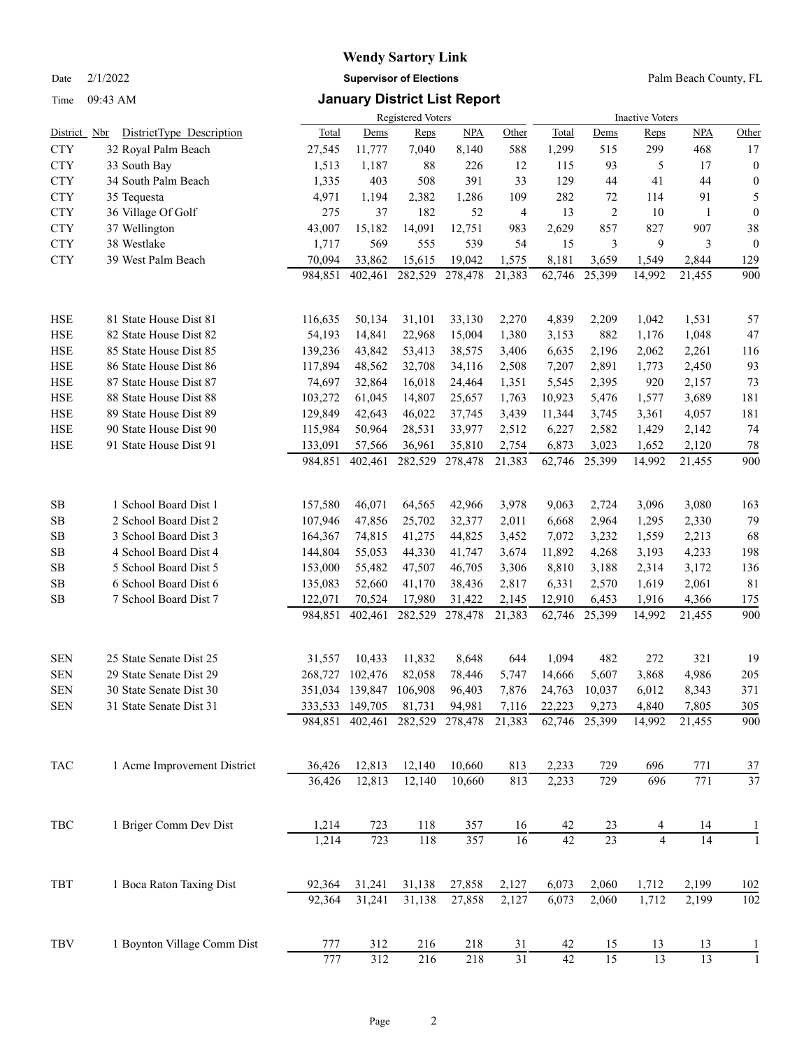# Wendy Sartory Link

Date 2/1/2022 **Supervisor of Elections** Palm Beach County, FL

Time 09:43 AM

## January District List Report

| District | Nbr DistrictType Description | Registered Voters Total | Dems | Reps | NPA | Other | Inactive Voters Total | Dems | Reps | NPA | Other |
|---|---|---|---|---|---|---|---|---|---|---|---|
| CTY | 32 Royal Palm Beach | 27,545 | 11,777 | 7,040 | 8,140 | 588 | 1,299 | 515 | 299 | 468 | 17 |
| CTY | 33 South Bay | 1,513 | 1,187 | 88 | 226 | 12 | 115 | 93 | 5 | 17 | 0 |
| CTY | 34 South Palm Beach | 1,335 | 403 | 508 | 391 | 33 | 129 | 44 | 41 | 44 | 0 |
| CTY | 35 Tequesta | 4,971 | 1,194 | 2,382 | 1,286 | 109 | 282 | 72 | 114 | 91 | 5 |
| CTY | 36 Village Of Golf | 275 | 37 | 182 | 52 | 4 | 13 | 2 | 10 | 1 | 0 |
| CTY | 37 Wellington | 43,007 | 15,182 | 14,091 | 12,751 | 983 | 2,629 | 857 | 827 | 907 | 38 |
| CTY | 38 Westlake | 1,717 | 569 | 555 | 539 | 54 | 15 | 3 | 9 | 3 | 0 |
| CTY | 39 West Palm Beach | 70,094 | 33,862 | 15,615 | 19,042 | 1,575 | 8,181 | 3,659 | 1,549 | 2,844 | 129 |
| | | 984,851 | 402,461 | 282,529 | 278,478 | 21,383 | 62,746 | 25,399 | 14,992 | 21,455 | 900 |
| HSE | 81 State House Dist 81 | 116,635 | 50,134 | 31,101 | 33,130 | 2,270 | 4,839 | 2,209 | 1,042 | 1,531 | 57 |
| HSE | 82 State House Dist 82 | 54,193 | 14,841 | 22,968 | 15,004 | 1,380 | 3,153 | 882 | 1,176 | 1,048 | 47 |
| HSE | 85 State House Dist 85 | 139,236 | 43,842 | 53,413 | 38,575 | 3,406 | 6,635 | 2,196 | 2,062 | 2,261 | 116 |
| HSE | 86 State House Dist 86 | 117,894 | 48,562 | 32,708 | 34,116 | 2,508 | 7,207 | 2,891 | 1,773 | 2,450 | 93 |
| HSE | 87 State House Dist 87 | 74,697 | 32,864 | 16,018 | 24,464 | 1,351 | 5,545 | 2,395 | 920 | 2,157 | 73 |
| HSE | 88 State House Dist 88 | 103,272 | 61,045 | 14,807 | 25,657 | 1,763 | 10,923 | 5,476 | 1,577 | 3,689 | 181 |
| HSE | 89 State House Dist 89 | 129,849 | 42,643 | 46,022 | 37,745 | 3,439 | 11,344 | 3,745 | 3,361 | 4,057 | 181 |
| HSE | 90 State House Dist 90 | 115,984 | 50,964 | 28,531 | 33,977 | 2,512 | 6,227 | 2,582 | 1,429 | 2,142 | 74 |
| HSE | 91 State House Dist 91 | 133,091 | 57,566 | 36,961 | 35,810 | 2,754 | 6,873 | 3,023 | 1,652 | 2,120 | 78 |
| | | 984,851 | 402,461 | 282,529 | 278,478 | 21,383 | 62,746 | 25,399 | 14,992 | 21,455 | 900 |
| SB | 1 School Board Dist 1 | 157,580 | 46,071 | 64,565 | 42,966 | 3,978 | 9,063 | 2,724 | 3,096 | 3,080 | 163 |
| SB | 2 School Board Dist 2 | 107,946 | 47,856 | 25,702 | 32,377 | 2,011 | 6,668 | 2,964 | 1,295 | 2,330 | 79 |
| SB | 3 School Board Dist 3 | 164,367 | 74,815 | 41,275 | 44,825 | 3,452 | 7,072 | 3,232 | 1,559 | 2,213 | 68 |
| SB | 4 School Board Dist 4 | 144,804 | 55,053 | 44,330 | 41,747 | 3,674 | 11,892 | 4,268 | 3,193 | 4,233 | 198 |
| SB | 5 School Board Dist 5 | 153,000 | 55,482 | 47,507 | 46,705 | 3,306 | 8,810 | 3,188 | 2,314 | 3,172 | 136 |
| SB | 6 School Board Dist 6 | 135,083 | 52,660 | 41,170 | 38,436 | 2,817 | 6,331 | 2,570 | 1,619 | 2,061 | 81 |
| SB | 7 School Board Dist 7 | 122,071 | 70,524 | 17,980 | 31,422 | 2,145 | 12,910 | 6,453 | 1,916 | 4,366 | 175 |
| | | 984,851 | 402,461 | 282,529 | 278,478 | 21,383 | 62,746 | 25,399 | 14,992 | 21,455 | 900 |
| SEN | 25 State Senate Dist 25 | 31,557 | 10,433 | 11,832 | 8,648 | 644 | 1,094 | 482 | 272 | 321 | 19 |
| SEN | 29 State Senate Dist 29 | 268,727 | 102,476 | 82,058 | 78,446 | 5,747 | 14,666 | 5,607 | 3,868 | 4,986 | 205 |
| SEN | 30 State Senate Dist 30 | 351,034 | 139,847 | 106,908 | 96,403 | 7,876 | 24,763 | 10,037 | 6,012 | 8,343 | 371 |
| SEN | 31 State Senate Dist 31 | 333,533 | 149,705 | 81,731 | 94,981 | 7,116 | 22,223 | 9,273 | 4,840 | 7,805 | 305 |
| | | 984,851 | 402,461 | 282,529 | 278,478 | 21,383 | 62,746 | 25,399 | 14,992 | 21,455 | 900 |
| TAC | 1 Acme Improvement District | 36,426 | 12,813 | 12,140 | 10,660 | 813 | 2,233 | 729 | 696 | 771 | 37 |
| | | 36,426 | 12,813 | 12,140 | 10,660 | 813 | 2,233 | 729 | 696 | 771 | 37 |
| TBC | 1 Briger Comm Dev Dist | 1,214 | 723 | 118 | 357 | 16 | 42 | 23 | 4 | 14 | 1 |
| | | 1,214 | 723 | 118 | 357 | 16 | 42 | 23 | 4 | 14 | 1 |
| TBT | 1 Boca Raton Taxing Dist | 92,364 | 31,241 | 31,138 | 27,858 | 2,127 | 6,073 | 2,060 | 1,712 | 2,199 | 102 |
| | | 92,364 | 31,241 | 31,138 | 27,858 | 2,127 | 6,073 | 2,060 | 1,712 | 2,199 | 102 |
| TBV | 1 Boynton Village Comm Dist | 777 | 312 | 216 | 218 | 31 | 42 | 15 | 13 | 13 | 1 |
| | | 777 | 312 | 216 | 218 | 31 | 42 | 15 | 13 | 13 | 1 |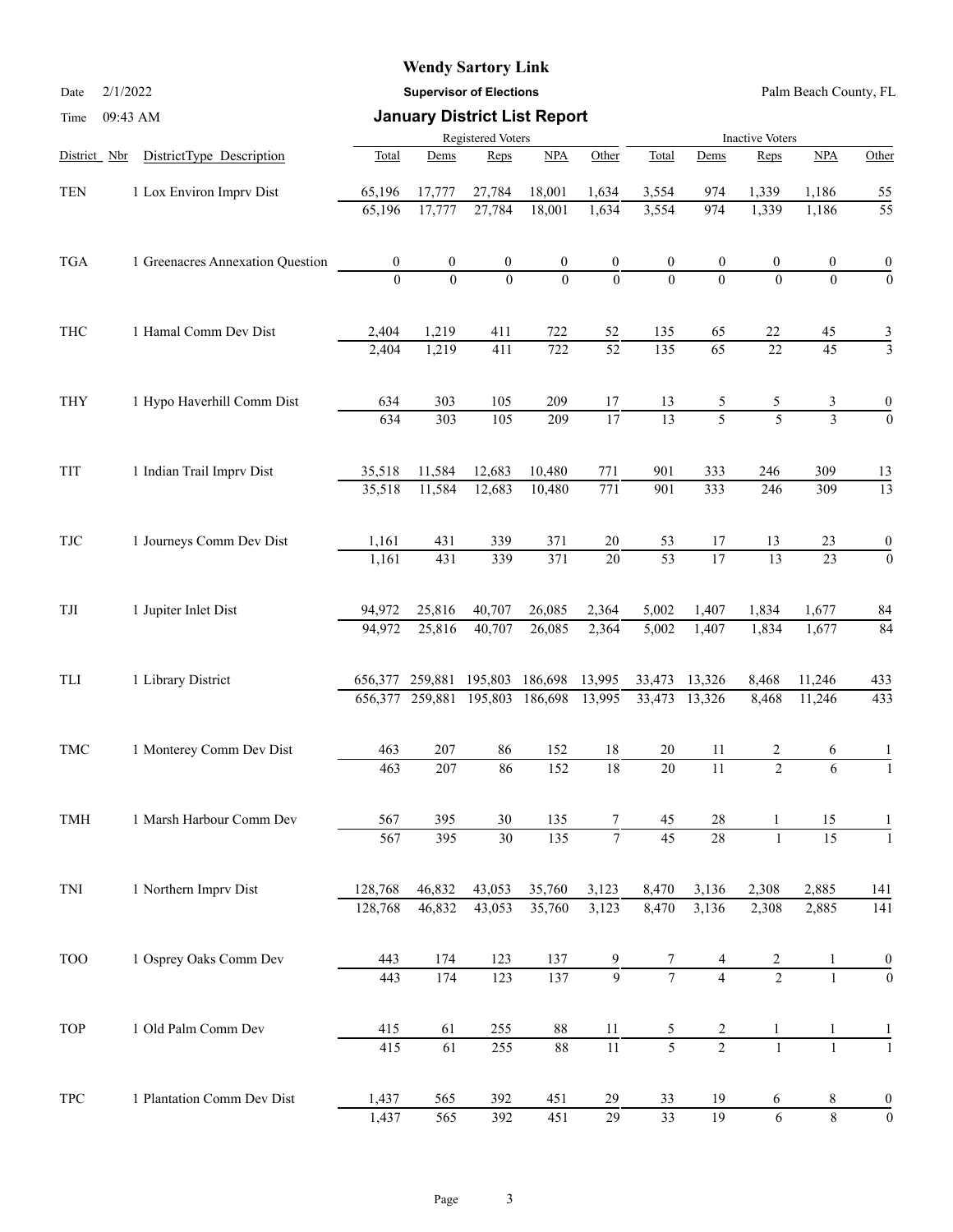# Wendy Sartory Link

**Supervisor of Elections**

Date 2/1/2022 Palm Beach County, FL

Time 09:43 AM

## January District List Report

| District_ Nbr | DistrictType_Description | Registered Voters Total | Dems | Reps | NPA | Other | Inactive Voters Total | Dems | Reps | NPA | Other |
|---|---|---|---|---|---|---|---|---|---|---|---|
| TEN | 1 Lox Environ Imprv Dist | 65,196 | 17,777 | 27,784 | 18,001 | 1,634 | 3,554 | 974 | 1,339 | 1,186 | 55 |
| | | 65,196 | 17,777 | 27,784 | 18,001 | 1,634 | 3,554 | 974 | 1,339 | 1,186 | 55 |
| TGA | 1 Greenacres Annexation Question | 0 | 0 | 0 | 0 | 0 | 0 | 0 | 0 | 0 | 0 |
| | | 0 | 0 | 0 | 0 | 0 | 0 | 0 | 0 | 0 | 0 |
| THC | 1 Hamal Comm Dev Dist | 2,404 | 1,219 | 411 | 722 | 52 | 135 | 65 | 22 | 45 | 3 |
| | | 2,404 | 1,219 | 411 | 722 | 52 | 135 | 65 | 22 | 45 | 3 |
| THY | 1 Hypo Haverhill Comm Dist | 634 | 303 | 105 | 209 | 17 | 13 | 5 | 5 | 3 | 0 |
| | | 634 | 303 | 105 | 209 | 17 | 13 | 5 | 5 | 3 | 0 |
| TIT | 1 Indian Trail Imprv Dist | 35,518 | 11,584 | 12,683 | 10,480 | 771 | 901 | 333 | 246 | 309 | 13 |
| | | 35,518 | 11,584 | 12,683 | 10,480 | 771 | 901 | 333 | 246 | 309 | 13 |
| TJC | 1 Journeys Comm Dev Dist | 1,161 | 431 | 339 | 371 | 20 | 53 | 17 | 13 | 23 | 0 |
| | | 1,161 | 431 | 339 | 371 | 20 | 53 | 17 | 13 | 23 | 0 |
| TJI | 1 Jupiter Inlet Dist | 94,972 | 25,816 | 40,707 | 26,085 | 2,364 | 5,002 | 1,407 | 1,834 | 1,677 | 84 |
| | | 94,972 | 25,816 | 40,707 | 26,085 | 2,364 | 5,002 | 1,407 | 1,834 | 1,677 | 84 |
| TLI | 1 Library District | 656,377 | 259,881 | 195,803 | 186,698 | 13,995 | 33,473 | 13,326 | 8,468 | 11,246 | 433 |
| | | 656,377 | 259,881 | 195,803 | 186,698 | 13,995 | 33,473 | 13,326 | 8,468 | 11,246 | 433 |
| TMC | 1 Monterey Comm Dev Dist | 463 | 207 | 86 | 152 | 18 | 20 | 11 | 2 | 6 | 1 |
| | | 463 | 207 | 86 | 152 | 18 | 20 | 11 | 2 | 6 | 1 |
| TMH | 1 Marsh Harbour Comm Dev | 567 | 395 | 30 | 135 | 7 | 45 | 28 | 1 | 15 | 1 |
| | | 567 | 395 | 30 | 135 | 7 | 45 | 28 | 1 | 15 | 1 |
| TNI | 1 Northern Imprv Dist | 128,768 | 46,832 | 43,053 | 35,760 | 3,123 | 8,470 | 3,136 | 2,308 | 2,885 | 141 |
| | | 128,768 | 46,832 | 43,053 | 35,760 | 3,123 | 8,470 | 3,136 | 2,308 | 2,885 | 141 |
| TOO | 1 Osprey Oaks Comm Dev | 443 | 174 | 123 | 137 | 9 | 7 | 4 | 2 | 1 | 0 |
| | | 443 | 174 | 123 | 137 | 9 | 7 | 4 | 2 | 1 | 0 |
| TOP | 1 Old Palm Comm Dev | 415 | 61 | 255 | 88 | 11 | 5 | 2 | 1 | 1 | 1 |
| | | 415 | 61 | 255 | 88 | 11 | 5 | 2 | 1 | 1 | 1 |
| TPC | 1 Plantation Comm Dev Dist | 1,437 | 565 | 392 | 451 | 29 | 33 | 19 | 6 | 8 | 0 |
| | | 1,437 | 565 | 392 | 451 | 29 | 33 | 19 | 6 | 8 | 0 |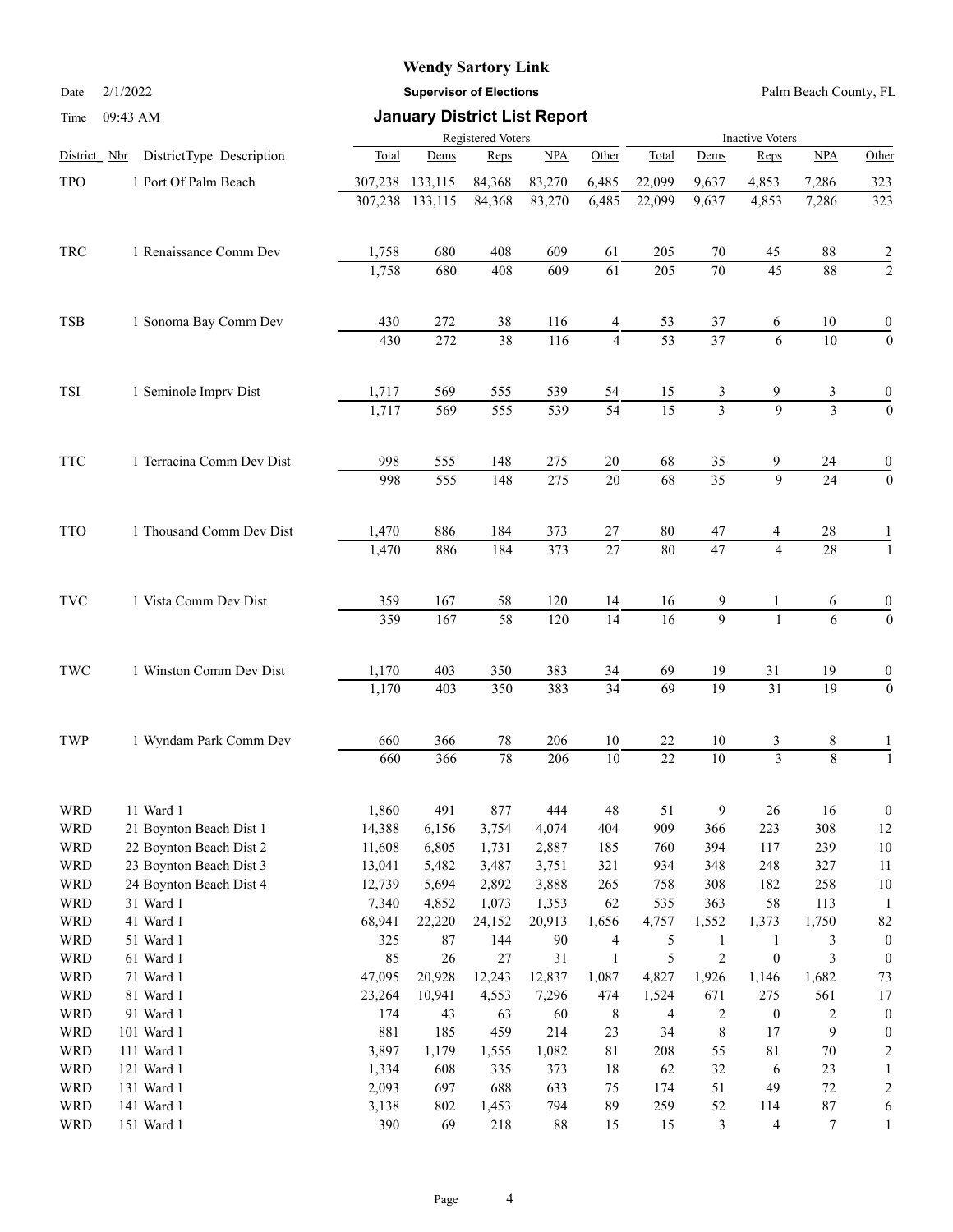**Wendy Sartory Link**

**Supervisor of Elections**

**January District List Report**

Date 2/1/2022 — Palm Beach County, FL

Time 09:43 AM

| District | Nbr | DistrictType Description | Registered Voters Total | Dems | Reps | NPA | Other | Inactive Voters Total | Dems | Reps | NPA | Other |
|---|---|---|---|---|---|---|---|---|---|---|---|---|
| TPO | 1 | Port Of Palm Beach | 307,238 | 133,115 | 84,368 | 83,270 | 6,485 | 22,099 | 9,637 | 4,853 | 7,286 | 323 |
| | | | 307,238 | 133,115 | 84,368 | 83,270 | 6,485 | 22,099 | 9,637 | 4,853 | 7,286 | 323 |
| TRC | 1 | Renaissance Comm Dev | 1,758 | 680 | 408 | 609 | 61 | 205 | 70 | 45 | 88 | 2 |
| | | | 1,758 | 680 | 408 | 609 | 61 | 205 | 70 | 45 | 88 | 2 |
| TSB | 1 | Sonoma Bay Comm Dev | 430 | 272 | 38 | 116 | 4 | 53 | 37 | 6 | 10 | 0 |
| | | | 430 | 272 | 38 | 116 | 4 | 53 | 37 | 6 | 10 | 0 |
| TSI | 1 | Seminole Imprv Dist | 1,717 | 569 | 555 | 539 | 54 | 15 | 3 | 9 | 3 | 0 |
| | | | 1,717 | 569 | 555 | 539 | 54 | 15 | 3 | 9 | 3 | 0 |
| TTC | 1 | Terracina Comm Dev Dist | 998 | 555 | 148 | 275 | 20 | 68 | 35 | 9 | 24 | 0 |
| | | | 998 | 555 | 148 | 275 | 20 | 68 | 35 | 9 | 24 | 0 |
| TTO | 1 | Thousand Comm Dev Dist | 1,470 | 886 | 184 | 373 | 27 | 80 | 47 | 4 | 28 | 1 |
| | | | 1,470 | 886 | 184 | 373 | 27 | 80 | 47 | 4 | 28 | 1 |
| TVC | 1 | Vista Comm Dev Dist | 359 | 167 | 58 | 120 | 14 | 16 | 9 | 1 | 6 | 0 |
| | | | 359 | 167 | 58 | 120 | 14 | 16 | 9 | 1 | 6 | 0 |
| TWC | 1 | Winston Comm Dev Dist | 1,170 | 403 | 350 | 383 | 34 | 69 | 19 | 31 | 19 | 0 |
| | | | 1,170 | 403 | 350 | 383 | 34 | 69 | 19 | 31 | 19 | 0 |
| TWP | 1 | Wyndam Park Comm Dev | 660 | 366 | 78 | 206 | 10 | 22 | 10 | 3 | 8 | 1 |
| | | | 660 | 366 | 78 | 206 | 10 | 22 | 10 | 3 | 8 | 1 |
| WRD | 11 | Ward 1 | 1,860 | 491 | 877 | 444 | 48 | 51 | 9 | 26 | 16 | 0 |
| WRD | 21 | Boynton Beach Dist 1 | 14,388 | 6,156 | 3,754 | 4,074 | 404 | 909 | 366 | 223 | 308 | 12 |
| WRD | 22 | Boynton Beach Dist 2 | 11,608 | 6,805 | 1,731 | 2,887 | 185 | 760 | 394 | 117 | 239 | 10 |
| WRD | 23 | Boynton Beach Dist 3 | 13,041 | 5,482 | 3,487 | 3,751 | 321 | 934 | 348 | 248 | 327 | 11 |
| WRD | 24 | Boynton Beach Dist 4 | 12,739 | 5,694 | 2,892 | 3,888 | 265 | 758 | 308 | 182 | 258 | 10 |
| WRD | 31 | Ward 1 | 7,340 | 4,852 | 1,073 | 1,353 | 62 | 535 | 363 | 58 | 113 | 1 |
| WRD | 41 | Ward 1 | 68,941 | 22,220 | 24,152 | 20,913 | 1,656 | 4,757 | 1,552 | 1,373 | 1,750 | 82 |
| WRD | 51 | Ward 1 | 325 | 87 | 144 | 90 | 4 | 5 | 1 | 1 | 3 | 0 |
| WRD | 61 | Ward 1 | 85 | 26 | 27 | 31 | 1 | 5 | 2 | 0 | 3 | 0 |
| WRD | 71 | Ward 1 | 47,095 | 20,928 | 12,243 | 12,837 | 1,087 | 4,827 | 1,926 | 1,146 | 1,682 | 73 |
| WRD | 81 | Ward 1 | 23,264 | 10,941 | 4,553 | 7,296 | 474 | 1,524 | 671 | 275 | 561 | 17 |
| WRD | 91 | Ward 1 | 174 | 43 | 63 | 60 | 8 | 4 | 2 | 0 | 2 | 0 |
| WRD | 101 | Ward 1 | 881 | 185 | 459 | 214 | 23 | 34 | 8 | 17 | 9 | 0 |
| WRD | 111 | Ward 1 | 3,897 | 1,179 | 1,555 | 1,082 | 81 | 208 | 55 | 81 | 70 | 2 |
| WRD | 121 | Ward 1 | 1,334 | 608 | 335 | 373 | 18 | 62 | 32 | 6 | 23 | 1 |
| WRD | 131 | Ward 1 | 2,093 | 697 | 688 | 633 | 75 | 174 | 51 | 49 | 72 | 2 |
| WRD | 141 | Ward 1 | 3,138 | 802 | 1,453 | 794 | 89 | 259 | 52 | 114 | 87 | 6 |
| WRD | 151 | Ward 1 | 390 | 69 | 218 | 88 | 15 | 15 | 3 | 4 | 7 | 1 |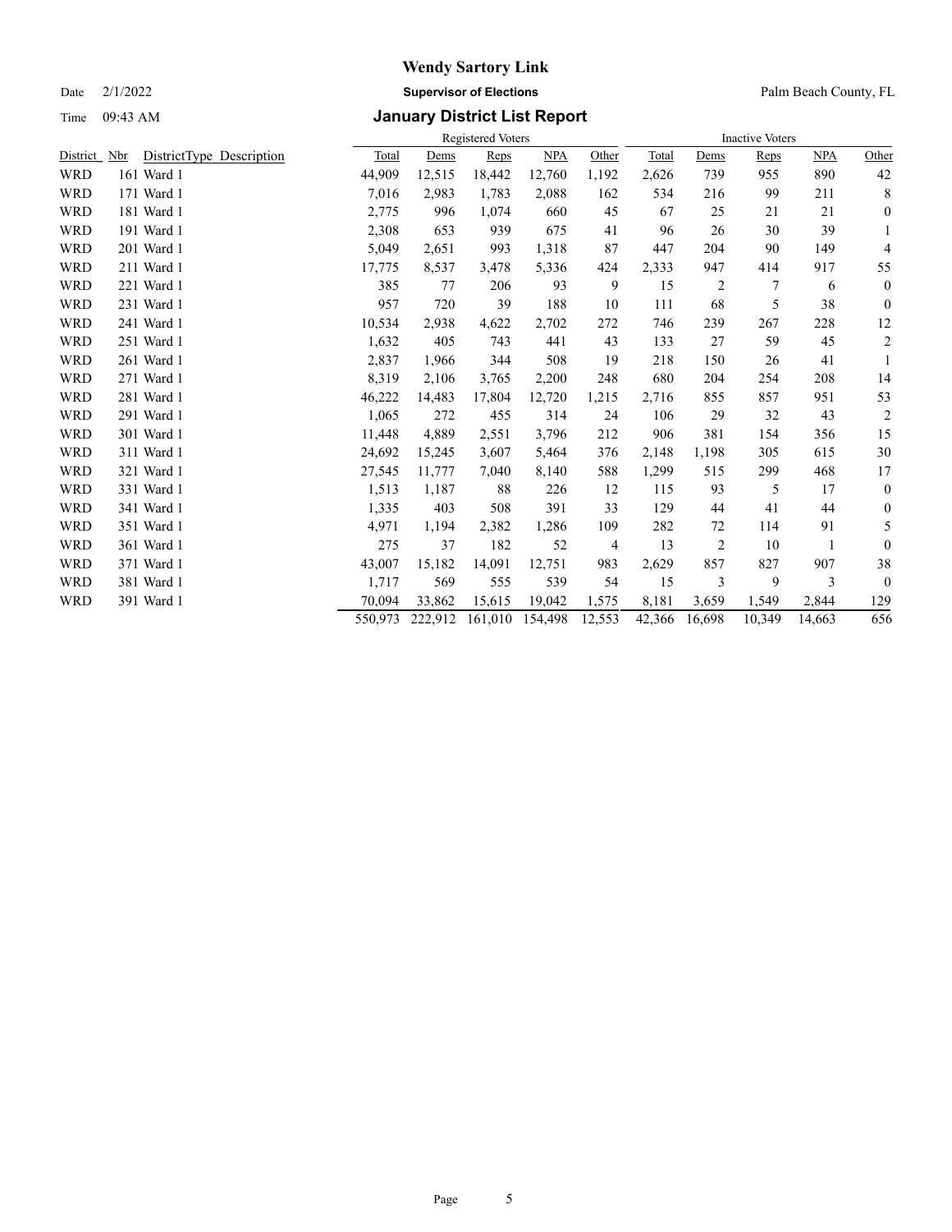# Wendy Sartory Link

Date 2/1/2022 **Supervisor of Elections** Palm Beach County, FL

Time 09:43 AM **January District List Report**

| District | Nbr | DistrictType Description | Registered Voters Total | Dems | Reps | NPA | Other | Inactive Voters Total | Dems | Reps | NPA | Other |
|---|---|---|---|---|---|---|---|---|---|---|---|---|
| WRD | 161 | Ward 1 | 44,909 | 12,515 | 18,442 | 12,760 | 1,192 | 2,626 | 739 | 955 | 890 | 42 |
| WRD | 171 | Ward 1 | 7,016 | 2,983 | 1,783 | 2,088 | 162 | 534 | 216 | 99 | 211 | 8 |
| WRD | 181 | Ward 1 | 2,775 | 996 | 1,074 | 660 | 45 | 67 | 25 | 21 | 21 | 0 |
| WRD | 191 | Ward 1 | 2,308 | 653 | 939 | 675 | 41 | 96 | 26 | 30 | 39 | 1 |
| WRD | 201 | Ward 1 | 5,049 | 2,651 | 993 | 1,318 | 87 | 447 | 204 | 90 | 149 | 4 |
| WRD | 211 | Ward 1 | 17,775 | 8,537 | 3,478 | 5,336 | 424 | 2,333 | 947 | 414 | 917 | 55 |
| WRD | 221 | Ward 1 | 385 | 77 | 206 | 93 | 9 | 15 | 2 | 7 | 6 | 0 |
| WRD | 231 | Ward 1 | 957 | 720 | 39 | 188 | 10 | 111 | 68 | 5 | 38 | 0 |
| WRD | 241 | Ward 1 | 10,534 | 2,938 | 4,622 | 2,702 | 272 | 746 | 239 | 267 | 228 | 12 |
| WRD | 251 | Ward 1 | 1,632 | 405 | 743 | 441 | 43 | 133 | 27 | 59 | 45 | 2 |
| WRD | 261 | Ward 1 | 2,837 | 1,966 | 344 | 508 | 19 | 218 | 150 | 26 | 41 | 1 |
| WRD | 271 | Ward 1 | 8,319 | 2,106 | 3,765 | 2,200 | 248 | 680 | 204 | 254 | 208 | 14 |
| WRD | 281 | Ward 1 | 46,222 | 14,483 | 17,804 | 12,720 | 1,215 | 2,716 | 855 | 857 | 951 | 53 |
| WRD | 291 | Ward 1 | 1,065 | 272 | 455 | 314 | 24 | 106 | 29 | 32 | 43 | 2 |
| WRD | 301 | Ward 1 | 11,448 | 4,889 | 2,551 | 3,796 | 212 | 906 | 381 | 154 | 356 | 15 |
| WRD | 311 | Ward 1 | 24,692 | 15,245 | 3,607 | 5,464 | 376 | 2,148 | 1,198 | 305 | 615 | 30 |
| WRD | 321 | Ward 1 | 27,545 | 11,777 | 7,040 | 8,140 | 588 | 1,299 | 515 | 299 | 468 | 17 |
| WRD | 331 | Ward 1 | 1,513 | 1,187 | 88 | 226 | 12 | 115 | 93 | 5 | 17 | 0 |
| WRD | 341 | Ward 1 | 1,335 | 403 | 508 | 391 | 33 | 129 | 44 | 41 | 44 | 0 |
| WRD | 351 | Ward 1 | 4,971 | 1,194 | 2,382 | 1,286 | 109 | 282 | 72 | 114 | 91 | 5 |
| WRD | 361 | Ward 1 | 275 | 37 | 182 | 52 | 4 | 13 | 2 | 10 | 1 | 0 |
| WRD | 371 | Ward 1 | 43,007 | 15,182 | 14,091 | 12,751 | 983 | 2,629 | 857 | 827 | 907 | 38 |
| WRD | 381 | Ward 1 | 1,717 | 569 | 555 | 539 | 54 | 15 | 3 | 9 | 3 | 0 |
| WRD | 391 | Ward 1 | 70,094 | 33,862 | 15,615 | 19,042 | 1,575 | 8,181 | 3,659 | 1,549 | 2,844 | 129 |
| | | | 550,973 | 222,912 | 161,010 | 154,498 | 12,553 | 42,366 | 16,698 | 10,349 | 14,663 | 656 |